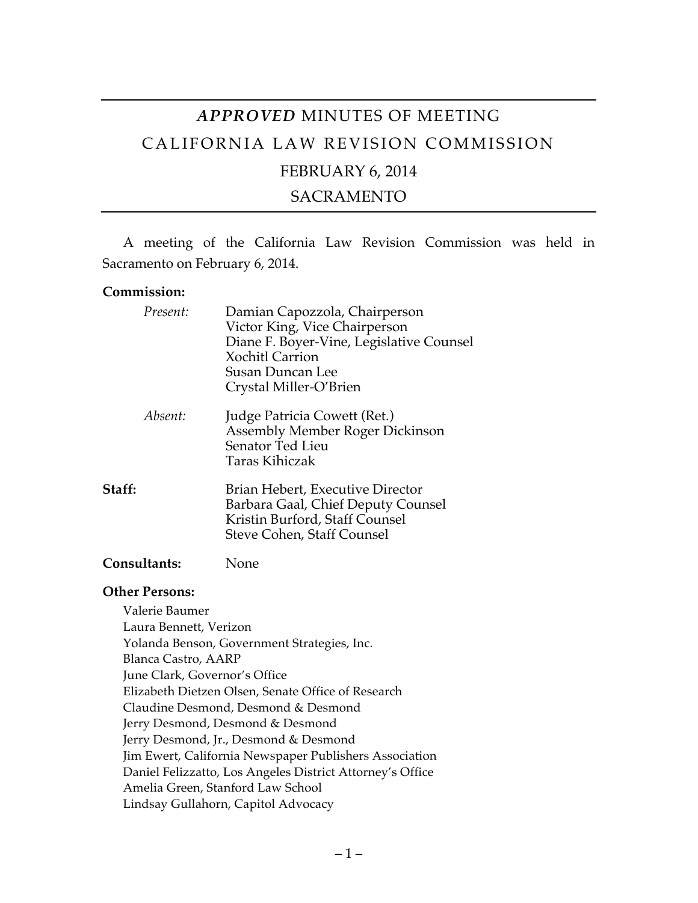# *APPROVED* MINUTES OF MEETING

# CALIFORNIA LAW REVISION COMMISSION

## FEBRUARY 6, 2014

## SACRAMENTO

A meeting of the California Law Revision Commission was held in Sacramento on February 6, 2014.

**Commission:**

*Present:*
Damian Capozzola, Chairperson
Victor King, Vice Chairperson
Diane F. Boyer-Vine, Legislative Counsel
Xochitl Carrion
Susan Duncan Lee
Crystal Miller-O'Brien

*Absent:*
Judge Patricia Cowett (Ret.)
Assembly Member Roger Dickinson
Senator Ted Lieu
Taras Kihiczak

**Staff:**
Brian Hebert, Executive Director
Barbara Gaal, Chief Deputy Counsel
Kristin Burford, Staff Counsel
Steve Cohen, Staff Counsel

**Consultants:** None

**Other Persons:**

Valerie Baumer
Laura Bennett, Verizon
Yolanda Benson, Government Strategies, Inc.
Blanca Castro, AARP
June Clark, Governor's Office
Elizabeth Dietzen Olsen, Senate Office of Research
Claudine Desmond, Desmond & Desmond
Jerry Desmond, Desmond & Desmond
Jerry Desmond, Jr., Desmond & Desmond
Jim Ewert, California Newspaper Publishers Association
Daniel Felizzatto, Los Angeles District Attorney's Office
Amelia Green, Stanford Law School
Lindsay Gullahorn, Capitol Advocacy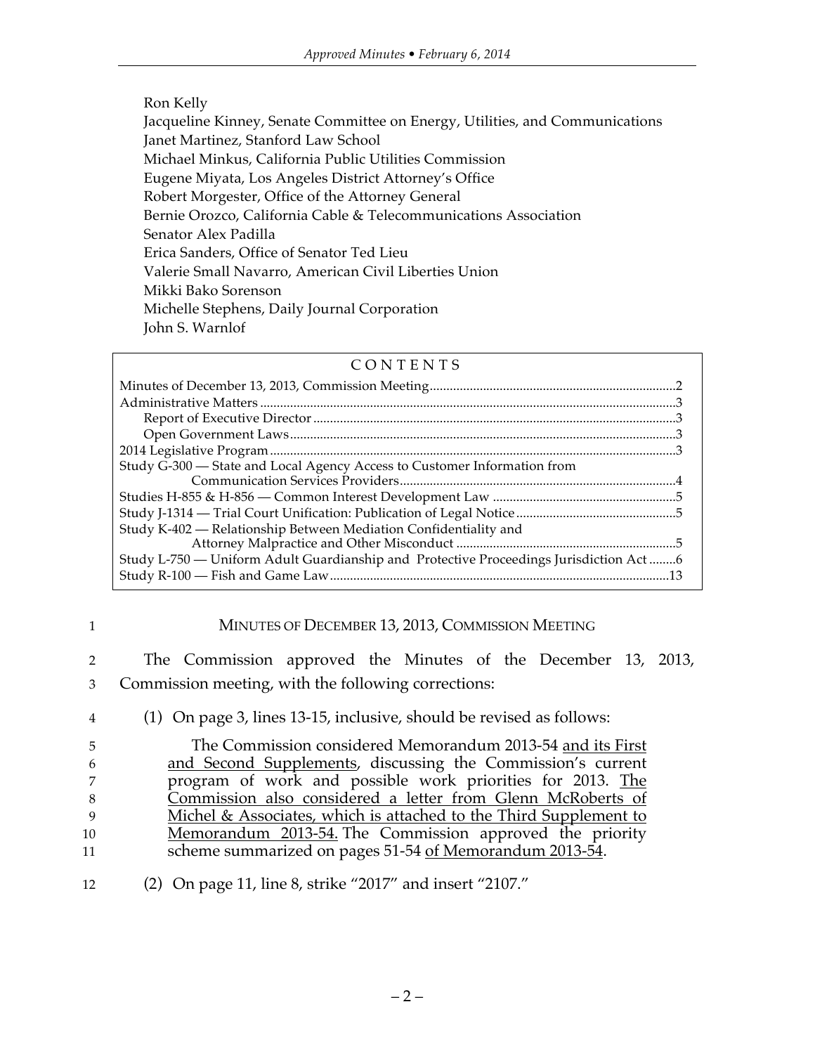Ron Kelly
Jacqueline Kinney, Senate Committee on Energy, Utilities, and Communications
Janet Martinez, Stanford Law School
Michael Minkus, California Public Utilities Commission
Eugene Miyata, Los Angeles District Attorney's Office
Robert Morgester, Office of the Attorney General
Bernie Orozco, California Cable & Telecommunications Association
Senator Alex Padilla
Erica Sanders, Office of Senator Ted Lieu
Valerie Small Navarro, American Civil Liberties Union
Mikki Bako Sorenson
Michelle Stephens, Daily Journal Corporation
John S. Warnlof

## CONTENTS

| | |
|---|---|
| Minutes of December 13, 2013, Commission Meeting | 2 |
| Administrative Matters | 3 |
| Report of Executive Director | 3 |
| Open Government Laws | 3 |
| 2014 Legislative Program | 3 |
| Study G-300 — State and Local Agency Access to Customer Information from Communication Services Providers | 4 |
| Studies H-855 & H-856 — Common Interest Development Law | 5 |
| Study J-1314 — Trial Court Unification: Publication of Legal Notice | 5 |
| Study K-402 — Relationship Between Mediation Confidentiality and Attorney Malpractice and Other Misconduct | 5 |
| Study L-750 — Uniform Adult Guardianship and Protective Proceedings Jurisdiction Act | 6 |
| Study R-100 — Fish and Game Law | 13 |

## MINUTES OF DECEMBER 13, 2013, COMMISSION MEETING

The Commission approved the Minutes of the December 13, 2013, Commission meeting, with the following corrections:

(1) On page 3, lines 13-15, inclusive, should be revised as follows:

> The Commission considered Memorandum 2013-54 <u>and its First and Second Supplements</u>, discussing the Commission's current program of work and possible work priorities for 2013. <u>The Commission also considered a letter from Glenn McRoberts of Michel & Associates, which is attached to the Third Supplement to Memorandum 2013-54.</u> The Commission approved the priority scheme summarized on pages 51-54 <u>of Memorandum 2013-54</u>.

(2) On page 11, line 8, strike "2017" and insert "2107."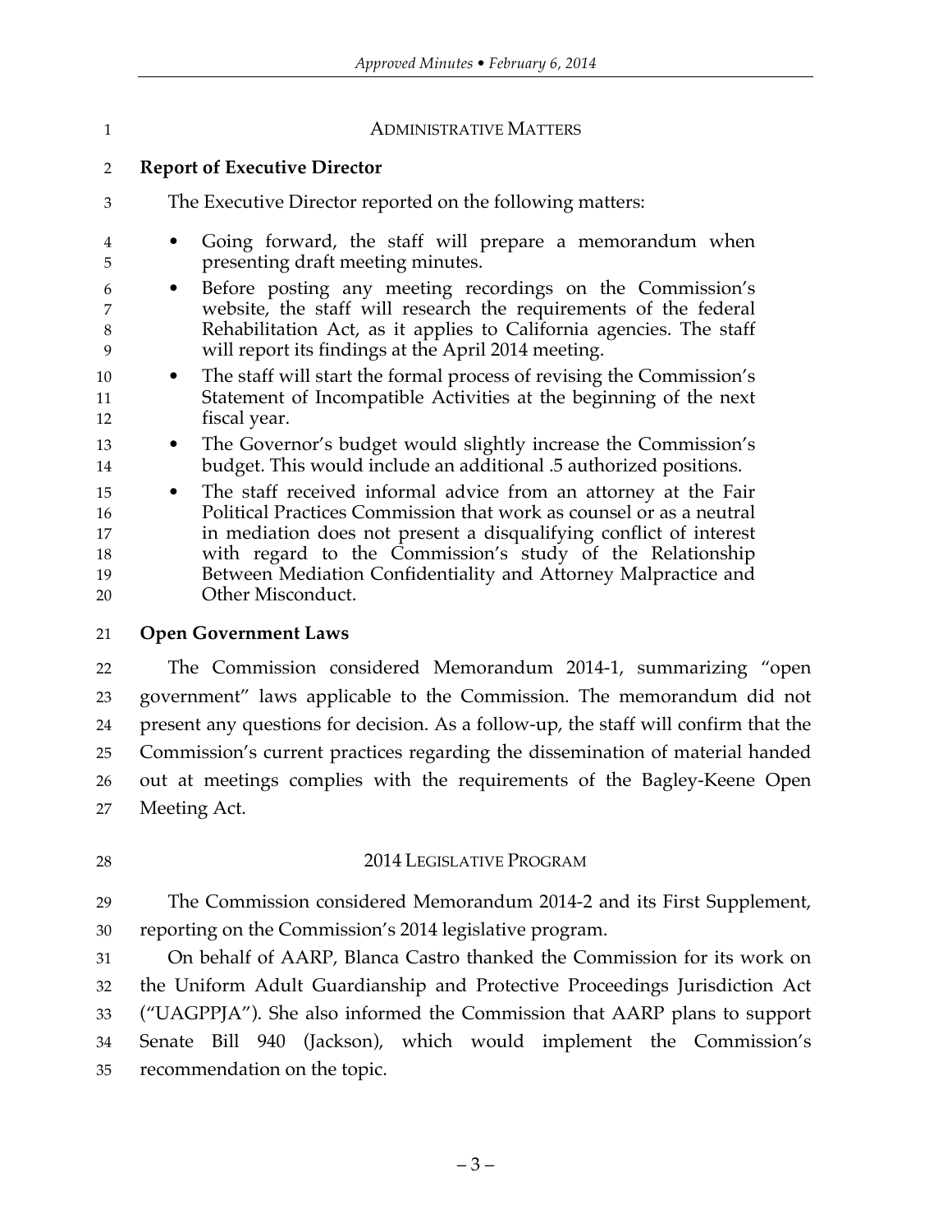## ADMINISTRATIVE MATTERS

### Report of Executive Director

The Executive Director reported on the following matters:

- Going forward, the staff will prepare a memorandum when presenting draft meeting minutes.
- Before posting any meeting recordings on the Commission's website, the staff will research the requirements of the federal Rehabilitation Act, as it applies to California agencies. The staff will report its findings at the April 2014 meeting.
- The staff will start the formal process of revising the Commission's Statement of Incompatible Activities at the beginning of the next fiscal year.
- The Governor's budget would slightly increase the Commission's budget. This would include an additional .5 authorized positions.
- The staff received informal advice from an attorney at the Fair Political Practices Commission that work as counsel or as a neutral in mediation does not present a disqualifying conflict of interest with regard to the Commission's study of the Relationship Between Mediation Confidentiality and Attorney Malpractice and Other Misconduct.

### Open Government Laws

The Commission considered Memorandum 2014-1, summarizing "open government" laws applicable to the Commission. The memorandum did not present any questions for decision. As a follow-up, the staff will confirm that the Commission's current practices regarding the dissemination of material handed out at meetings complies with the requirements of the Bagley-Keene Open Meeting Act.

## 2014 LEGISLATIVE PROGRAM

The Commission considered Memorandum 2014-2 and its First Supplement, reporting on the Commission's 2014 legislative program.

On behalf of AARP, Blanca Castro thanked the Commission for its work on the Uniform Adult Guardianship and Protective Proceedings Jurisdiction Act ("UAGPPJA"). She also informed the Commission that AARP plans to support Senate Bill 940 (Jackson), which would implement the Commission's recommendation on the topic.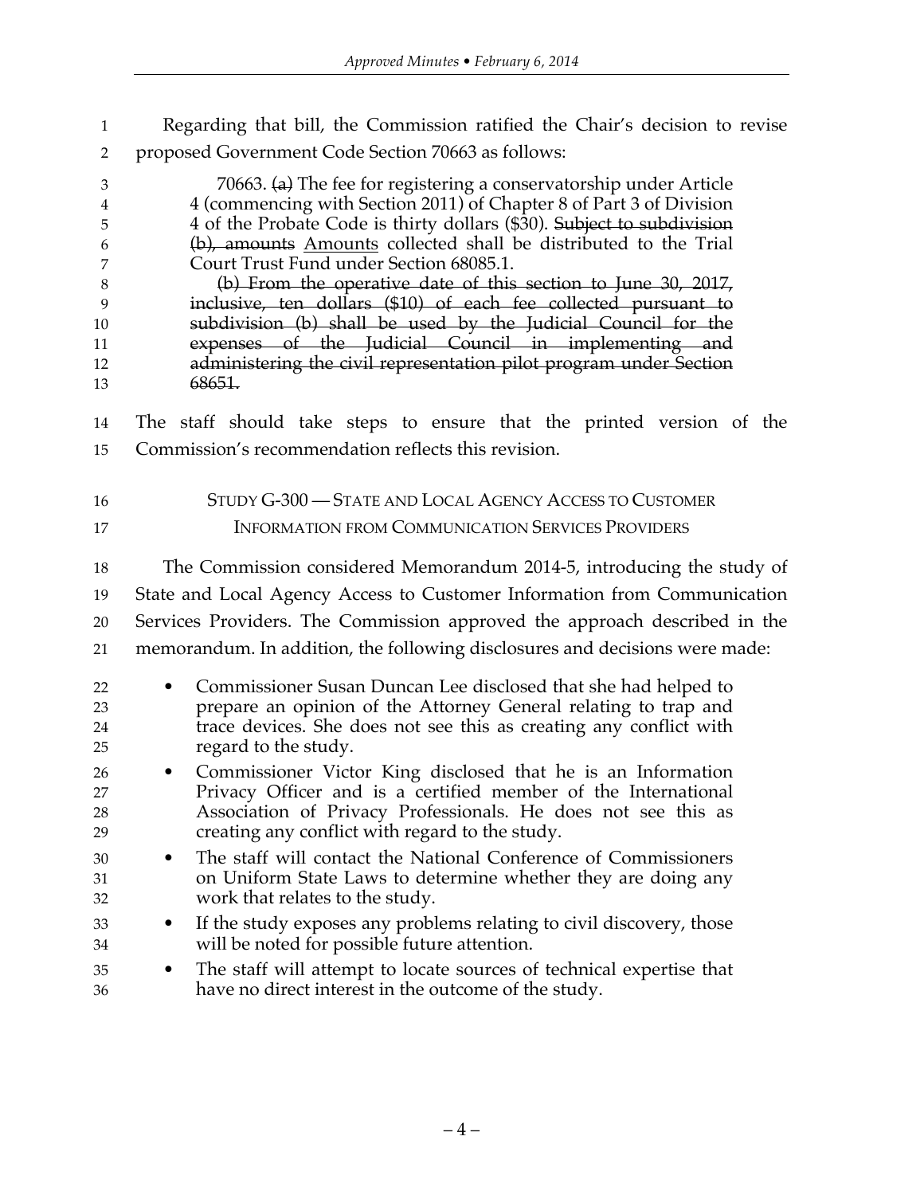Regarding that bill, the Commission ratified the Chair's decision to revise proposed Government Code Section 70663 as follows:

> 70663. ~~(a)~~ The fee for registering a conservatorship under Article 4 (commencing with Section 2011) of Chapter 8 of Part 3 of Division 4 of the Probate Code is thirty dollars ($30). ~~Subject to subdivision (b), amounts~~ <u>Amounts</u> collected shall be distributed to the Trial Court Trust Fund under Section 68085.1.
>
> ~~(b) From the operative date of this section to June 30, 2017, inclusive, ten dollars ($10) of each fee collected pursuant to subdivision (b) shall be used by the Judicial Council for the expenses of the Judicial Council in implementing and administering the civil representation pilot program under Section 68651.~~

The staff should take steps to ensure that the printed version of the Commission's recommendation reflects this revision.

## STUDY G-300 — STATE AND LOCAL AGENCY ACCESS TO CUSTOMER INFORMATION FROM COMMUNICATION SERVICES PROVIDERS

The Commission considered Memorandum 2014-5, introducing the study of State and Local Agency Access to Customer Information from Communication Services Providers. The Commission approved the approach described in the memorandum. In addition, the following disclosures and decisions were made:

- Commissioner Susan Duncan Lee disclosed that she had helped to prepare an opinion of the Attorney General relating to trap and trace devices. She does not see this as creating any conflict with regard to the study.
- Commissioner Victor King disclosed that he is an Information Privacy Officer and is a certified member of the International Association of Privacy Professionals. He does not see this as creating any conflict with regard to the study.
- The staff will contact the National Conference of Commissioners on Uniform State Laws to determine whether they are doing any work that relates to the study.
- If the study exposes any problems relating to civil discovery, those will be noted for possible future attention.
- The staff will attempt to locate sources of technical expertise that have no direct interest in the outcome of the study.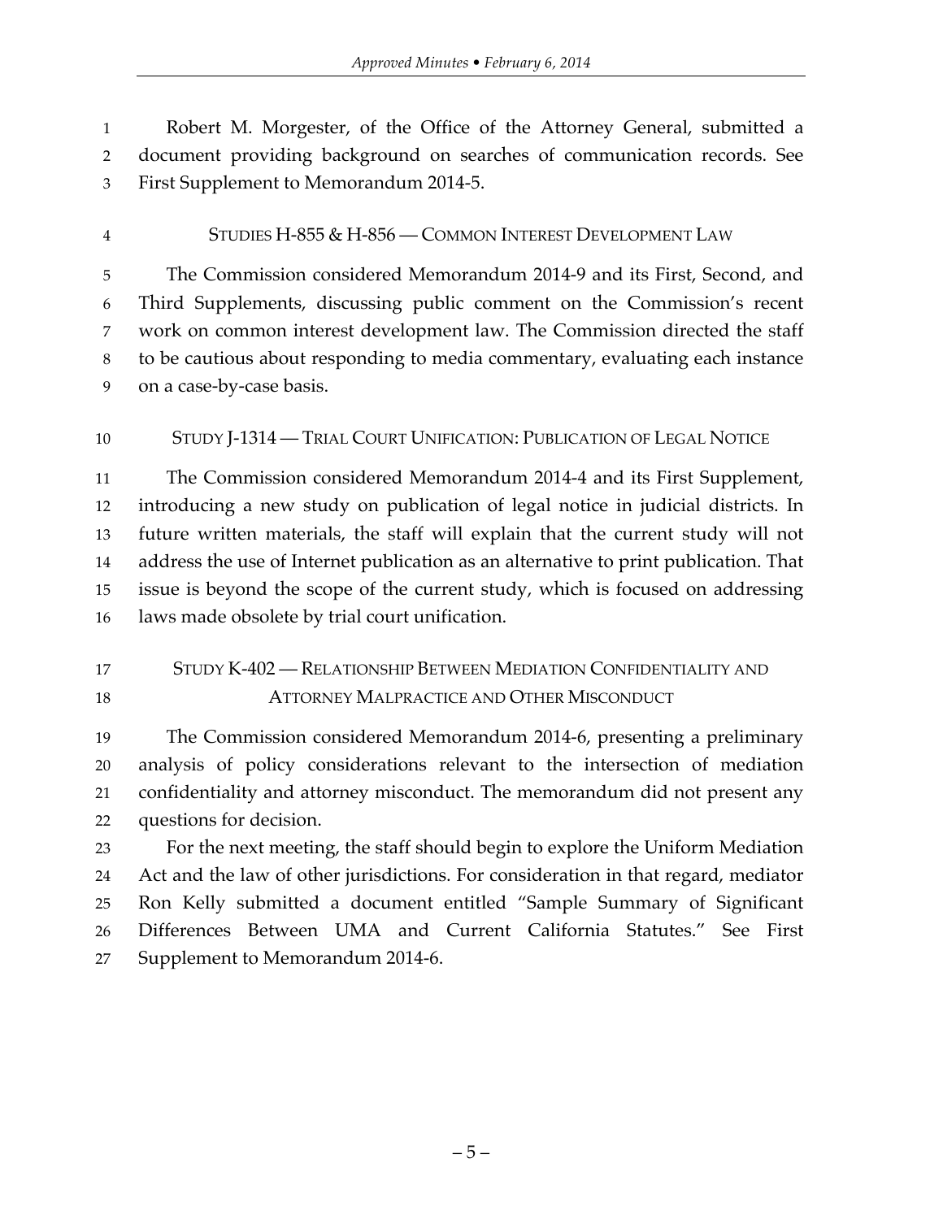Robert M. Morgester, of the Office of the Attorney General, submitted a document providing background on searches of communication records. See First Supplement to Memorandum 2014-5.

### STUDIES H-855 & H-856 — COMMON INTEREST DEVELOPMENT LAW

The Commission considered Memorandum 2014-9 and its First, Second, and Third Supplements, discussing public comment on the Commission's recent work on common interest development law. The Commission directed the staff to be cautious about responding to media commentary, evaluating each instance on a case-by-case basis.

### STUDY J-1314 — TRIAL COURT UNIFICATION: PUBLICATION OF LEGAL NOTICE

The Commission considered Memorandum 2014-4 and its First Supplement, introducing a new study on publication of legal notice in judicial districts. In future written materials, the staff will explain that the current study will not address the use of Internet publication as an alternative to print publication. That issue is beyond the scope of the current study, which is focused on addressing laws made obsolete by trial court unification.

### STUDY K-402 — RELATIONSHIP BETWEEN MEDIATION CONFIDENTIALITY AND ATTORNEY MALPRACTICE AND OTHER MISCONDUCT

The Commission considered Memorandum 2014-6, presenting a preliminary analysis of policy considerations relevant to the intersection of mediation confidentiality and attorney misconduct. The memorandum did not present any questions for decision.

For the next meeting, the staff should begin to explore the Uniform Mediation Act and the law of other jurisdictions. For consideration in that regard, mediator Ron Kelly submitted a document entitled "Sample Summary of Significant Differences Between UMA and Current California Statutes." See First Supplement to Memorandum 2014-6.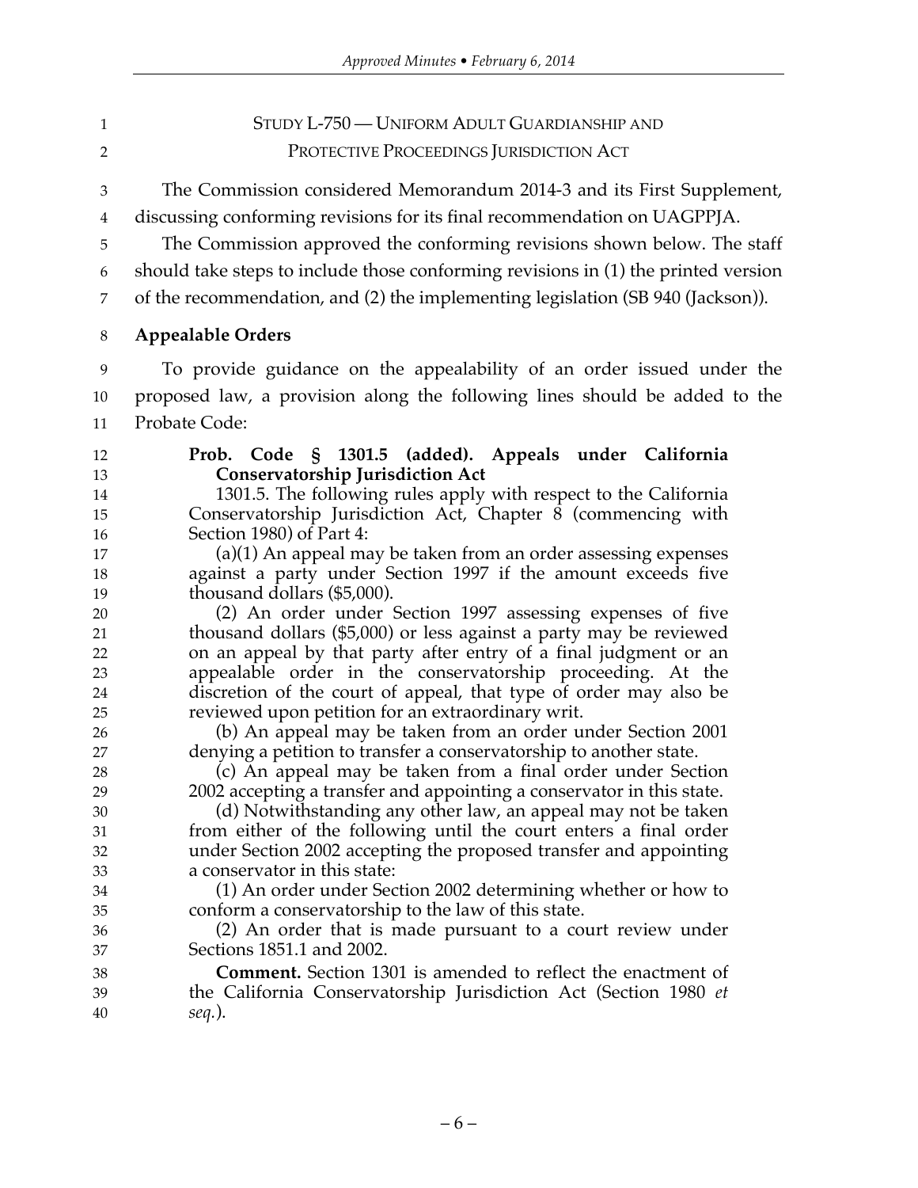## STUDY L-750 — UNIFORM ADULT GUARDIANSHIP AND PROTECTIVE PROCEEDINGS JURISDICTION ACT

The Commission considered Memorandum 2014-3 and its First Supplement, discussing conforming revisions for its final recommendation on UAGPPJA.

The Commission approved the conforming revisions shown below. The staff should take steps to include those conforming revisions in (1) the printed version of the recommendation, and (2) the implementing legislation (SB 940 (Jackson)).

### Appealable Orders

To provide guidance on the appealability of an order issued under the proposed law, a provision along the following lines should be added to the Probate Code:

> **Prob. Code § 1301.5 (added). Appeals under California Conservatorship Jurisdiction Act**
>
> 1301.5. The following rules apply with respect to the California Conservatorship Jurisdiction Act, Chapter 8 (commencing with Section 1980) of Part 4:
>
> (a)(1) An appeal may be taken from an order assessing expenses against a party under Section 1997 if the amount exceeds five thousand dollars ($5,000).
>
> (2) An order under Section 1997 assessing expenses of five thousand dollars ($5,000) or less against a party may be reviewed on an appeal by that party after entry of a final judgment or an appealable order in the conservatorship proceeding. At the discretion of the court of appeal, that type of order may also be reviewed upon petition for an extraordinary writ.
>
> (b) An appeal may be taken from an order under Section 2001 denying a petition to transfer a conservatorship to another state.
>
> (c) An appeal may be taken from a final order under Section 2002 accepting a transfer and appointing a conservator in this state.
>
> (d) Notwithstanding any other law, an appeal may not be taken from either of the following until the court enters a final order under Section 2002 accepting the proposed transfer and appointing a conservator in this state:
>
> (1) An order under Section 2002 determining whether or how to conform a conservatorship to the law of this state.
>
> (2) An order that is made pursuant to a court review under Sections 1851.1 and 2002.
>
> **Comment.** Section 1301 is amended to reflect the enactment of the California Conservatorship Jurisdiction Act (Section 1980 *et seq.*).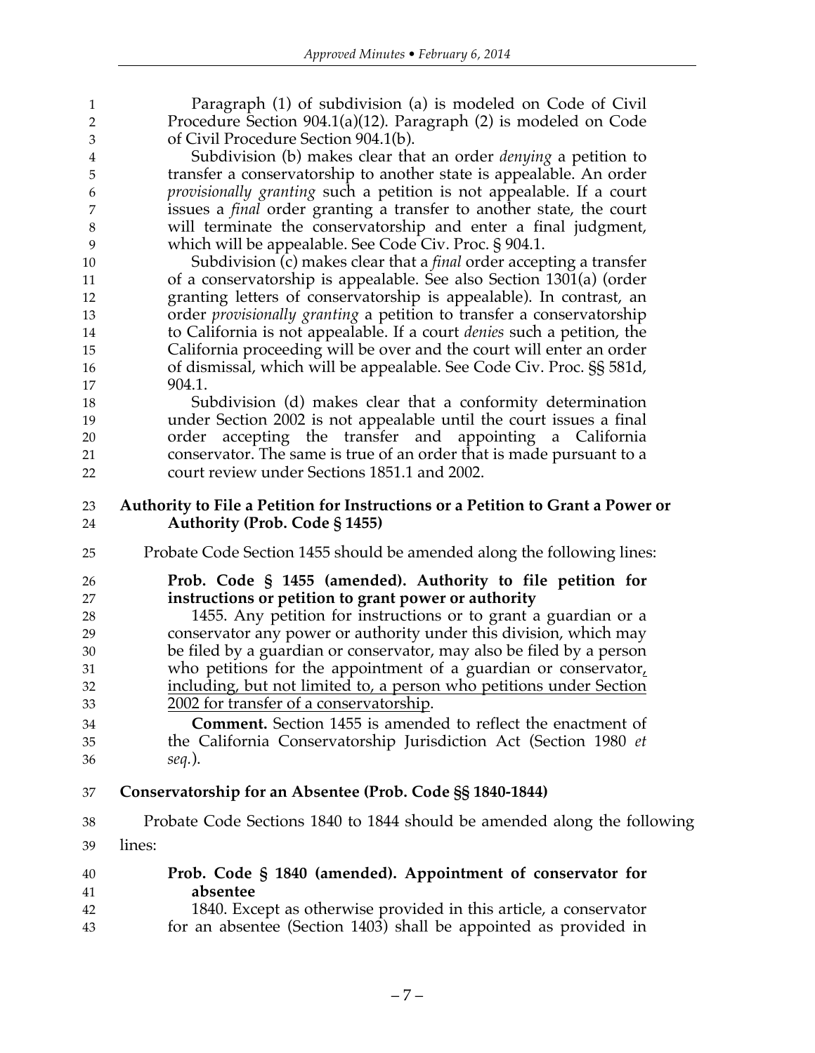Paragraph (1) of subdivision (a) is modeled on Code of Civil Procedure Section 904.1(a)(12). Paragraph (2) is modeled on Code of Civil Procedure Section 904.1(b).

Subdivision (b) makes clear that an order *denying* a petition to transfer a conservatorship to another state is appealable. An order *provisionally granting* such a petition is not appealable. If a court issues a *final* order granting a transfer to another state, the court will terminate the conservatorship and enter a final judgment, which will be appealable. See Code Civ. Proc. § 904.1.

Subdivision (c) makes clear that a *final* order accepting a transfer of a conservatorship is appealable. See also Section 1301(a) (order granting letters of conservatorship is appealable). In contrast, an order *provisionally granting* a petition to transfer a conservatorship to California is not appealable. If a court *denies* such a petition, the California proceeding will be over and the court will enter an order of dismissal, which will be appealable. See Code Civ. Proc. §§ 581d, 904.1.

Subdivision (d) makes clear that a conformity determination under Section 2002 is not appealable until the court issues a final order accepting the transfer and appointing a California conservator. The same is true of an order that is made pursuant to a court review under Sections 1851.1 and 2002.

### Authority to File a Petition for Instructions or a Petition to Grant a Power or Authority (Prob. Code § 1455)

Probate Code Section 1455 should be amended along the following lines:

**Prob. Code § 1455 (amended). Authority to file petition for instructions or petition to grant power or authority**

1455. Any petition for instructions or to grant a guardian or a conservator any power or authority under this division, which may be filed by a guardian or conservator, may also be filed by a person who petitions for the appointment of a guardian or conservator, including, but not limited to, a person who petitions under Section 2002 for transfer of a conservatorship.

**Comment.** Section 1455 is amended to reflect the enactment of the California Conservatorship Jurisdiction Act (Section 1980 *et seq.*).

### Conservatorship for an Absentee (Prob. Code §§ 1840-1844)

Probate Code Sections 1840 to 1844 should be amended along the following lines:

**Prob. Code § 1840 (amended). Appointment of conservator for absentee**

1840. Except as otherwise provided in this article, a conservator for an absentee (Section 1403) shall be appointed as provided in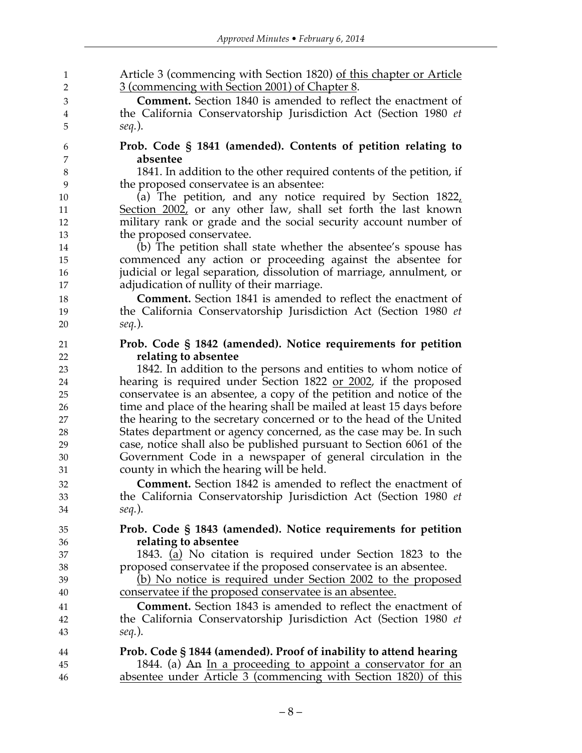Article 3 (commencing with Section 1820) of this chapter or Article 3 (commencing with Section 2001) of Chapter 8.

**Comment.** Section 1840 is amended to reflect the enactment of the California Conservatorship Jurisdiction Act (Section 1980 *et seq.*).

**Prob. Code § 1841 (amended). Contents of petition relating to absentee**

1841. In addition to the other required contents of the petition, if the proposed conservatee is an absentee:

(a) The petition, and any notice required by Section 1822, Section 2002, or any other law, shall set forth the last known military rank or grade and the social security account number of the proposed conservatee.

(b) The petition shall state whether the absentee's spouse has commenced any action or proceeding against the absentee for judicial or legal separation, dissolution of marriage, annulment, or adjudication of nullity of their marriage.

**Comment.** Section 1841 is amended to reflect the enactment of the California Conservatorship Jurisdiction Act (Section 1980 *et seq.*).

**Prob. Code § 1842 (amended). Notice requirements for petition relating to absentee**

1842. In addition to the persons and entities to whom notice of hearing is required under Section 1822 or 2002, if the proposed conservatee is an absentee, a copy of the petition and notice of the time and place of the hearing shall be mailed at least 15 days before the hearing to the secretary concerned or to the head of the United States department or agency concerned, as the case may be. In such case, notice shall also be published pursuant to Section 6061 of the Government Code in a newspaper of general circulation in the county in which the hearing will be held.

**Comment.** Section 1842 is amended to reflect the enactment of the California Conservatorship Jurisdiction Act (Section 1980 *et seq.*).

**Prob. Code § 1843 (amended). Notice requirements for petition relating to absentee**

1843. (a) No citation is required under Section 1823 to the proposed conservatee if the proposed conservatee is an absentee.

(b) No notice is required under Section 2002 to the proposed conservatee if the proposed conservatee is an absentee.

**Comment.** Section 1843 is amended to reflect the enactment of the California Conservatorship Jurisdiction Act (Section 1980 *et seq.*).

**Prob. Code § 1844 (amended). Proof of inability to attend hearing**

1844. (a) ~~An~~ In a proceeding to appoint a conservator for an absentee under Article 3 (commencing with Section 1820) of this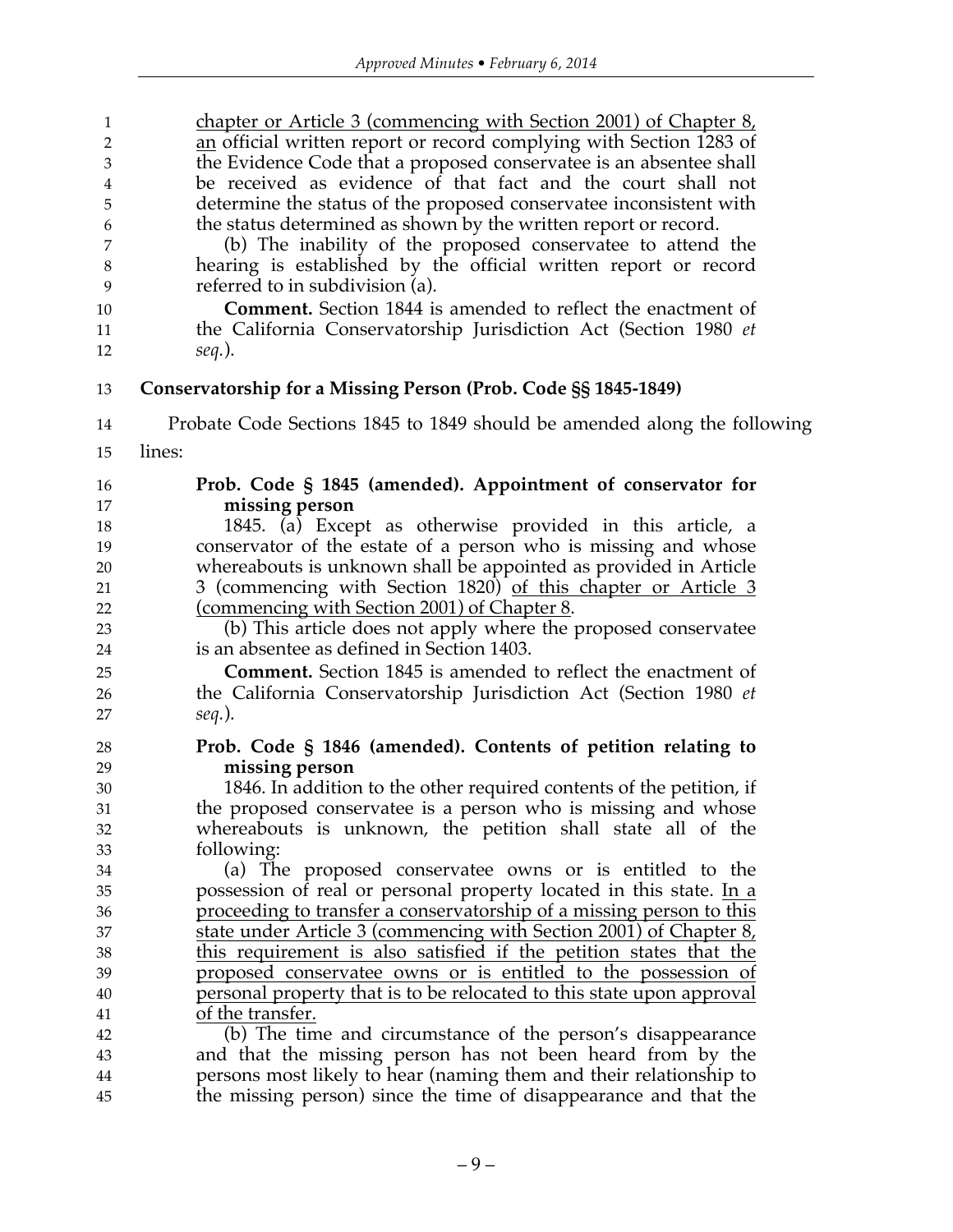chapter or Article 3 (commencing with Section 2001) of Chapter 8, an official written report or record complying with Section 1283 of the Evidence Code that a proposed conservatee is an absentee shall be received as evidence of that fact and the court shall not determine the status of the proposed conservatee inconsistent with the status determined as shown by the written report or record.

(b) The inability of the proposed conservatee to attend the hearing is established by the official written report or record referred to in subdivision (a).

**Comment.** Section 1844 is amended to reflect the enactment of the California Conservatorship Jurisdiction Act (Section 1980 *et seq.*).

**Conservatorship for a Missing Person (Prob. Code §§ 1845-1849)**

Probate Code Sections 1845 to 1849 should be amended along the following lines:

**Prob. Code § 1845 (amended). Appointment of conservator for missing person**

1845. (a) Except as otherwise provided in this article, a conservator of the estate of a person who is missing and whose whereabouts is unknown shall be appointed as provided in Article 3 (commencing with Section 1820) of this chapter or Article 3 (commencing with Section 2001) of Chapter 8.

(b) This article does not apply where the proposed conservatee is an absentee as defined in Section 1403.

**Comment.** Section 1845 is amended to reflect the enactment of the California Conservatorship Jurisdiction Act (Section 1980 *et seq.*).

**Prob. Code § 1846 (amended). Contents of petition relating to missing person**

1846. In addition to the other required contents of the petition, if the proposed conservatee is a person who is missing and whose whereabouts is unknown, the petition shall state all of the following:

(a) The proposed conservatee owns or is entitled to the possession of real or personal property located in this state. In a proceeding to transfer a conservatorship of a missing person to this state under Article 3 (commencing with Section 2001) of Chapter 8, this requirement is also satisfied if the petition states that the proposed conservatee owns or is entitled to the possession of personal property that is to be relocated to this state upon approval of the transfer.

(b) The time and circumstance of the person's disappearance and that the missing person has not been heard from by the persons most likely to hear (naming them and their relationship to the missing person) since the time of disappearance and that the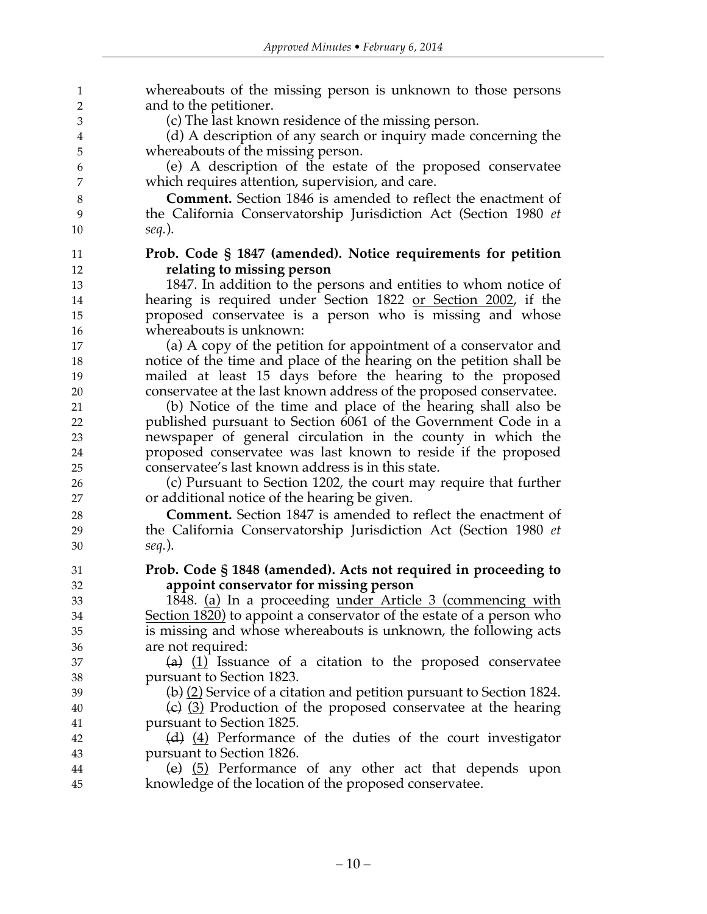whereabouts of the missing person is unknown to those persons and to the petitioner.

(c) The last known residence of the missing person.

(d) A description of any search or inquiry made concerning the whereabouts of the missing person.

(e) A description of the estate of the proposed conservatee which requires attention, supervision, and care.

**Comment.** Section 1846 is amended to reflect the enactment of the California Conservatorship Jurisdiction Act (Section 1980 *et seq.*).

**Prob. Code § 1847 (amended). Notice requirements for petition relating to missing person**

1847. In addition to the persons and entities to whom notice of hearing is required under Section 1822 <u>or Section 2002</u>, if the proposed conservatee is a person who is missing and whose whereabouts is unknown:

(a) A copy of the petition for appointment of a conservator and notice of the time and place of the hearing on the petition shall be mailed at least 15 days before the hearing to the proposed conservatee at the last known address of the proposed conservatee.

(b) Notice of the time and place of the hearing shall also be published pursuant to Section 6061 of the Government Code in a newspaper of general circulation in the county in which the proposed conservatee was last known to reside if the proposed conservatee's last known address is in this state.

(c) Pursuant to Section 1202, the court may require that further or additional notice of the hearing be given.

**Comment.** Section 1847 is amended to reflect the enactment of the California Conservatorship Jurisdiction Act (Section 1980 *et seq.*).

**Prob. Code § 1848 (amended). Acts not required in proceeding to appoint conservator for missing person**

1848. <u>(a)</u> In a proceeding <u>under Article 3 (commencing with Section 1820)</u> to appoint a conservator of the estate of a person who is missing and whose whereabouts is unknown, the following acts are not required:

~~(a)~~ <u>(1)</u> Issuance of a citation to the proposed conservatee pursuant to Section 1823.

~~(b)~~ <u>(2)</u> Service of a citation and petition pursuant to Section 1824.

~~(c)~~ <u>(3)</u> Production of the proposed conservatee at the hearing pursuant to Section 1825.

~~(d)~~ <u>(4)</u> Performance of the duties of the court investigator pursuant to Section 1826.

~~(e)~~ <u>(5)</u> Performance of any other act that depends upon knowledge of the location of the proposed conservatee.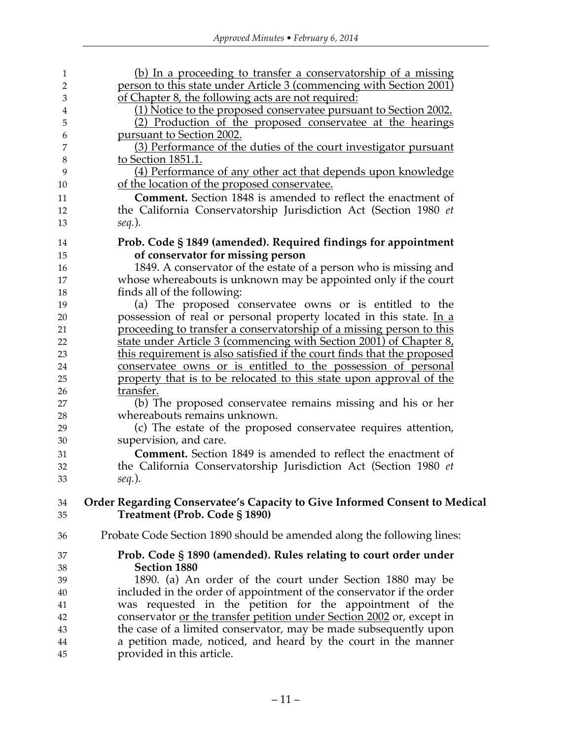(b) In a proceeding to transfer a conservatorship of a missing person to this state under Article 3 (commencing with Section 2001) of Chapter 8, the following acts are not required:

(1) Notice to the proposed conservatee pursuant to Section 2002.

(2) Production of the proposed conservatee at the hearings pursuant to Section 2002.

(3) Performance of the duties of the court investigator pursuant to Section 1851.1.

(4) Performance of any other act that depends upon knowledge of the location of the proposed conservatee.

**Comment.** Section 1848 is amended to reflect the enactment of the California Conservatorship Jurisdiction Act (Section 1980 *et seq.*).

**Prob. Code § 1849 (amended). Required findings for appointment of conservator for missing person**

1849. A conservator of the estate of a person who is missing and whose whereabouts is unknown may be appointed only if the court finds all of the following:

(a) The proposed conservatee owns or is entitled to the possession of real or personal property located in this state. In a proceeding to transfer a conservatorship of a missing person to this state under Article 3 (commencing with Section 2001) of Chapter 8, this requirement is also satisfied if the court finds that the proposed conservatee owns or is entitled to the possession of personal property that is to be relocated to this state upon approval of the transfer.

(b) The proposed conservatee remains missing and his or her whereabouts remains unknown.

(c) The estate of the proposed conservatee requires attention, supervision, and care.

**Comment.** Section 1849 is amended to reflect the enactment of the California Conservatorship Jurisdiction Act (Section 1980 *et seq.*).

## Order Regarding Conservatee's Capacity to Give Informed Consent to Medical Treatment (Prob. Code § 1890)

Probate Code Section 1890 should be amended along the following lines:

**Prob. Code § 1890 (amended). Rules relating to court order under Section 1880**

1890. (a) An order of the court under Section 1880 may be included in the order of appointment of the conservator if the order was requested in the petition for the appointment of the conservator or the transfer petition under Section 2002 or, except in the case of a limited conservator, may be made subsequently upon a petition made, noticed, and heard by the court in the manner provided in this article.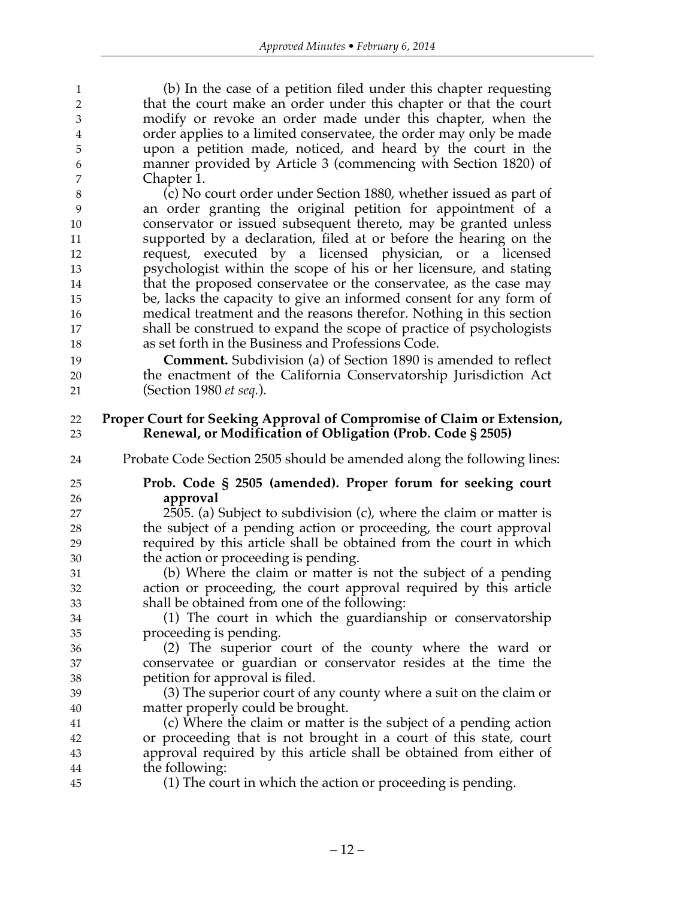(b) In the case of a petition filed under this chapter requesting that the court make an order under this chapter or that the court modify or revoke an order made under this chapter, when the order applies to a limited conservatee, the order may only be made upon a petition made, noticed, and heard by the court in the manner provided by Article 3 (commencing with Section 1820) of Chapter 1.

(c) No court order under Section 1880, whether issued as part of an order granting the original petition for appointment of a conservator or issued subsequent thereto, may be granted unless supported by a declaration, filed at or before the hearing on the request, executed by a licensed physician, or a licensed psychologist within the scope of his or her licensure, and stating that the proposed conservatee or the conservatee, as the case may be, lacks the capacity to give an informed consent for any form of medical treatment and the reasons therefor. Nothing in this section shall be construed to expand the scope of practice of psychologists as set forth in the Business and Professions Code.

**Comment.** Subdivision (a) of Section 1890 is amended to reflect the enactment of the California Conservatorship Jurisdiction Act (Section 1980 *et seq.*).

## Proper Court for Seeking Approval of Compromise of Claim or Extension, Renewal, or Modification of Obligation (Prob. Code § 2505)

Probate Code Section 2505 should be amended along the following lines:

**Prob. Code § 2505 (amended). Proper forum for seeking court approval**

2505. (a) Subject to subdivision (c), where the claim or matter is the subject of a pending action or proceeding, the court approval required by this article shall be obtained from the court in which the action or proceeding is pending.

(b) Where the claim or matter is not the subject of a pending action or proceeding, the court approval required by this article shall be obtained from one of the following:

(1) The court in which the guardianship or conservatorship proceeding is pending.

(2) The superior court of the county where the ward or conservatee or guardian or conservator resides at the time the petition for approval is filed.

(3) The superior court of any county where a suit on the claim or matter properly could be brought.

(c) Where the claim or matter is the subject of a pending action or proceeding that is not brought in a court of this state, court approval required by this article shall be obtained from either of the following:

(1) The court in which the action or proceeding is pending.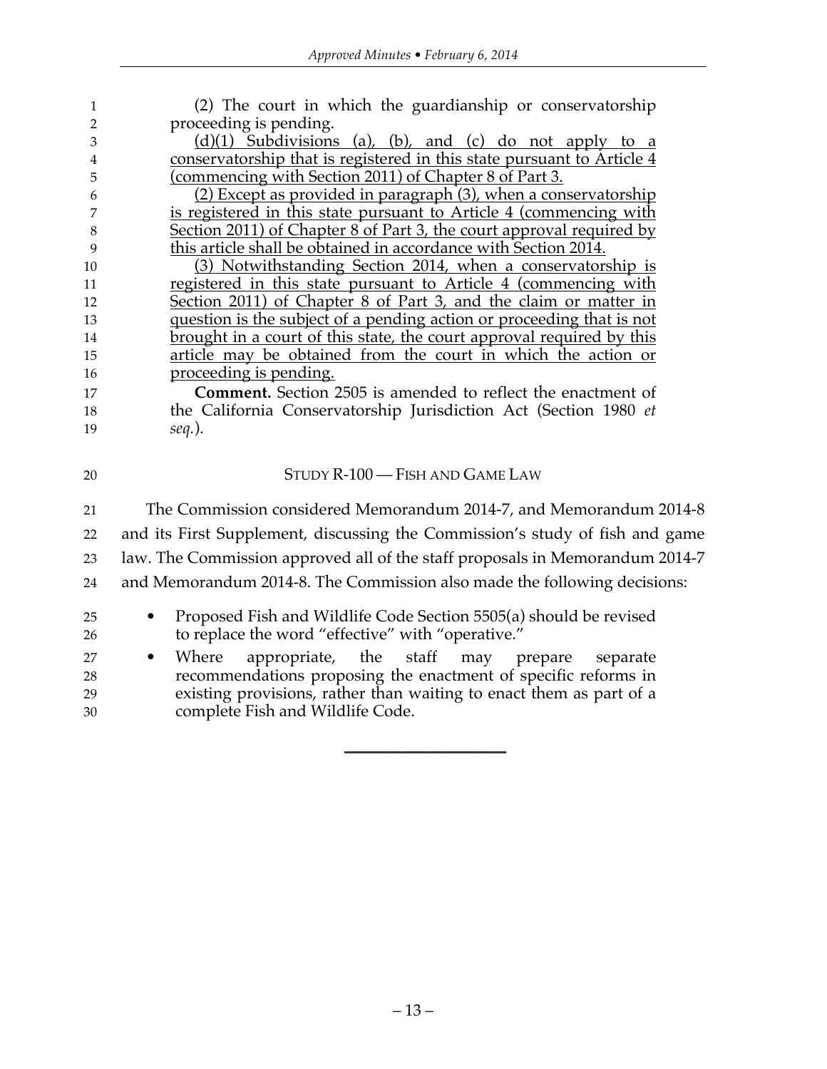(2) The court in which the guardianship or conservatorship proceeding is pending.

<u>(d)(1) Subdivisions (a), (b), and (c) do not apply to a conservatorship that is registered in this state pursuant to Article 4 (commencing with Section 2011) of Chapter 8 of Part 3.</u>

<u>(2) Except as provided in paragraph (3), when a conservatorship is registered in this state pursuant to Article 4 (commencing with Section 2011) of Chapter 8 of Part 3, the court approval required by this article shall be obtained in accordance with Section 2014.</u>

<u>(3) Notwithstanding Section 2014, when a conservatorship is registered in this state pursuant to Article 4 (commencing with Section 2011) of Chapter 8 of Part 3, and the claim or matter in question is the subject of a pending action or proceeding that is not brought in a court of this state, the court approval required by this article may be obtained from the court in which the action or proceeding is pending.</u>

**Comment.** Section 2505 is amended to reflect the enactment of the California Conservatorship Jurisdiction Act (Section 1980 *et seq.*).

## STUDY R-100 — FISH AND GAME LAW

The Commission considered Memorandum 2014-7, and Memorandum 2014-8 and its First Supplement, discussing the Commission's study of fish and game law. The Commission approved all of the staff proposals in Memorandum 2014-7 and Memorandum 2014-8. The Commission also made the following decisions:

- Proposed Fish and Wildlife Code Section 5505(a) should be revised to replace the word "effective" with "operative."
- Where appropriate, the staff may prepare separate recommendations proposing the enactment of specific reforms in existing provisions, rather than waiting to enact them as part of a complete Fish and Wildlife Code.